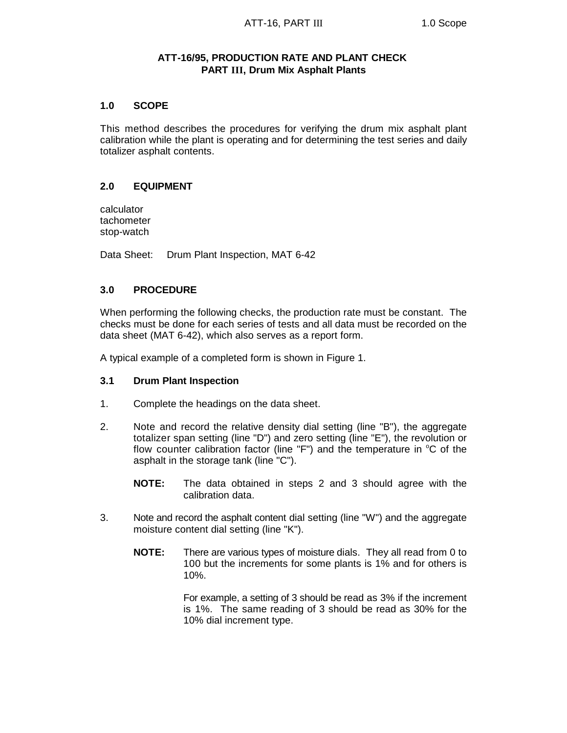# ATT-16/95, PRODUCTION RATE AND PLANT CHECK
# PART III, Drum Mix Asphalt Plants

## 1.0 SCOPE

This method describes the procedures for verifying the drum mix asphalt plant calibration while the plant is operating and for determining the test series and daily totalizer asphalt contents.

## 2.0 EQUIPMENT

calculator
tachometer
stop-watch

Data Sheet: Drum Plant Inspection, MAT 6-42

## 3.0 PROCEDURE

When performing the following checks, the production rate must be constant. The checks must be done for each series of tests and all data must be recorded on the data sheet (MAT 6-42), which also serves as a report form.

A typical example of a completed form is shown in Figure 1.

### 3.1 Drum Plant Inspection

1. Complete the headings on the data sheet.

2. Note and record the relative density dial setting (line "B"), the aggregate totalizer span setting (line "D") and zero setting (line "E"), the revolution or flow counter calibration factor (line "F") and the temperature in °C of the asphalt in the storage tank (line "C").

   **NOTE:** The data obtained in steps 2 and 3 should agree with the calibration data.

3. Note and record the asphalt content dial setting (line "W") and the aggregate moisture content dial setting (line "K").

   **NOTE:** There are various types of moisture dials. They all read from 0 to 100 but the increments for some plants is 1% and for others is 10%.

   For example, a setting of 3 should be read as 3% if the increment is 1%. The same reading of 3 should be read as 30% for the 10% dial increment type.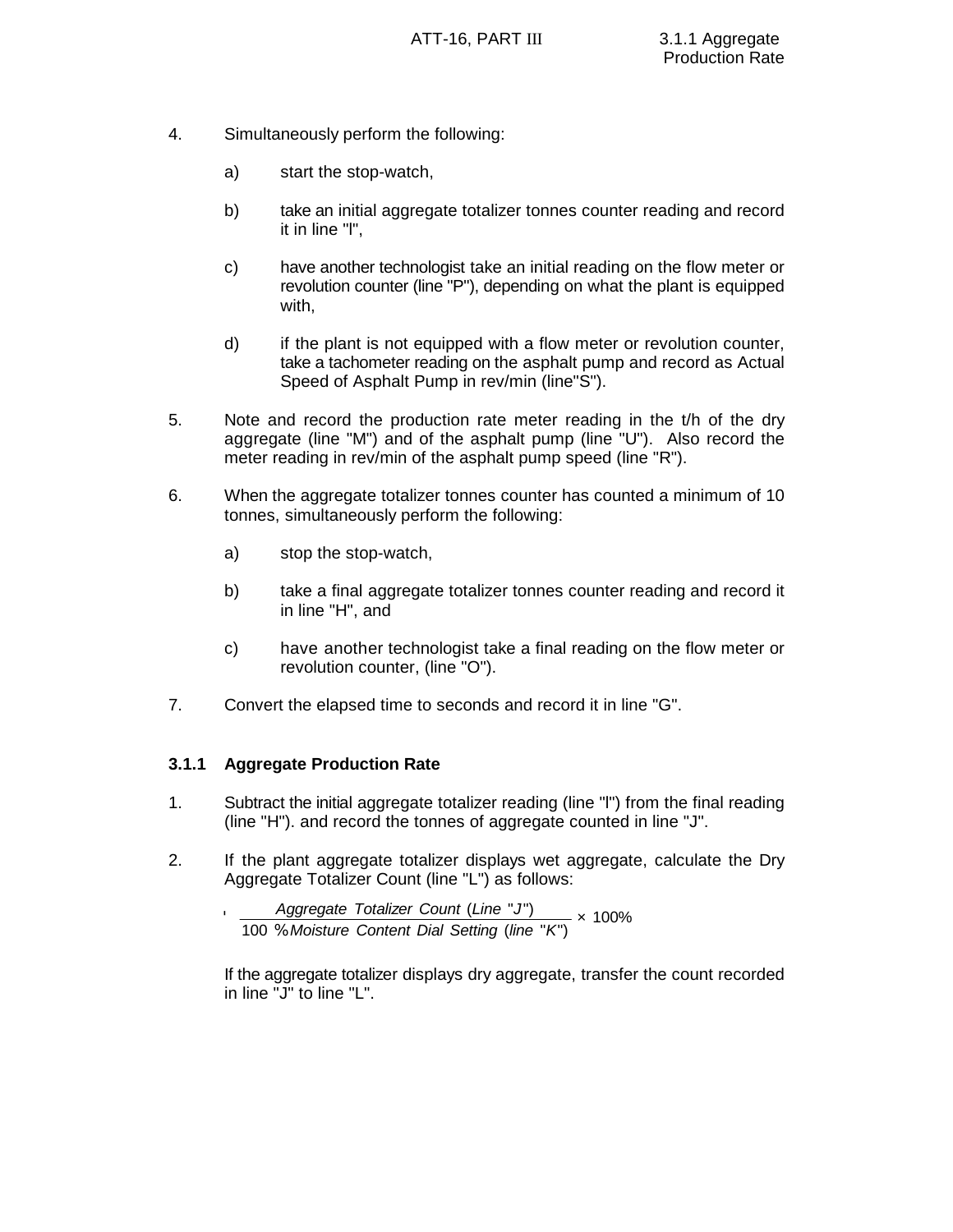4. Simultaneously perform the following:

   a) start the stop-watch,

   b) take an initial aggregate totalizer tonnes counter reading and record it in line "I",

   c) have another technologist take an initial reading on the flow meter or revolution counter (line "P"), depending on what the plant is equipped with,

   d) if the plant is not equipped with a flow meter or revolution counter, take a tachometer reading on the asphalt pump and record as Actual Speed of Asphalt Pump in rev/min (line"S").

5. Note and record the production rate meter reading in the t/h of the dry aggregate (line "M") and of the asphalt pump (line "U"). Also record the meter reading in rev/min of the asphalt pump speed (line "R").

6. When the aggregate totalizer tonnes counter has counted a minimum of 10 tonnes, simultaneously perform the following:

   a) stop the stop-watch,

   b) take a final aggregate totalizer tonnes counter reading and record it in line "H", and

   c) have another technologist take a final reading on the flow meter or revolution counter, (line "O").

7. Convert the elapsed time to seconds and record it in line "G".

### 3.1.1 Aggregate Production Rate

1. Subtract the initial aggregate totalizer reading (line "I") from the final reading (line "H"). and record the tonnes of aggregate counted in line "J".

2. If the plant aggregate totalizer displays wet aggregate, calculate the Dry Aggregate Totalizer Count (line "L") as follows:

$$= \frac{Aggregate\ Totalizer\ Count\ (Line\ "J")}{100\ \% Moisture\ Content\ Dial\ Setting\ (line\ "K")} \times 100\%$$

   If the aggregate totalizer displays dry aggregate, transfer the count recorded in line "J" to line "L".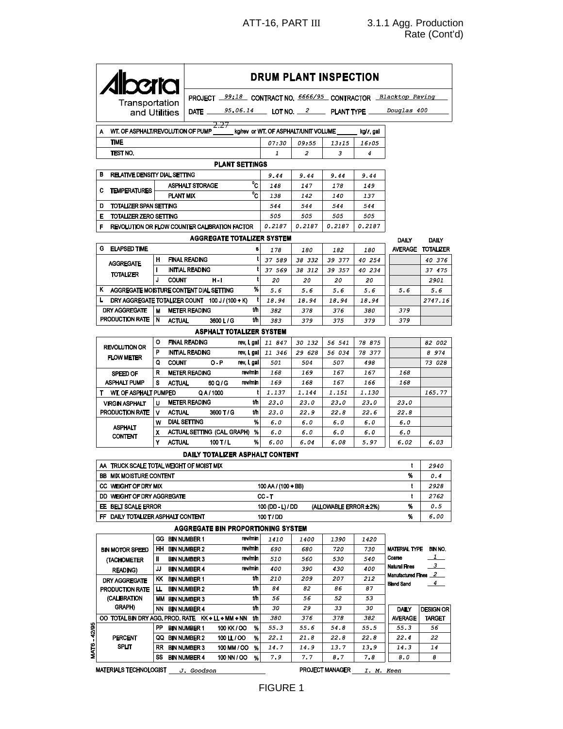# DRUM PLANT INSPECTION

Alberta Transportation and Utilities

PROJECT 99:18 CONTRACT NO. 6666/95 CONTRACTOR Blacktop Paving

DATE 95.06.14 LOT NO. 2 PLANT TYPE Douglas 400

A WT. OF ASPHALT/REVOLUTION OF PUMP 2.27 kg/rev or WT. OF ASPHALT/UNIT VOLUME ______ kg/ℓ, gal

| | | | | | | | | | | |
|---|---|---|---|---|---|---|---|---|---|---|
| | TIME | | | | 07:30 | 09:55 | 13:15 | 16:05 | | |
| | TEST NO. | | | | 1 | 2 | 3 | 4 | | |
| **PLANT SETTINGS** | | | | | | | | | | |
| B | RELATIVE DENSITY DIAL SETTING | | | | 9.44 | 9.44 | 9.44 | 9.44 | | |
| C | TEMPERATURES | ASPHALT STORAGE | | °C | 148 | 147 | 178 | 149 | | |
| | | PLANT MIX | | °C | 138 | 142 | 140 | 137 | | |
| D | TOTALIZER SPAN SETTING | | | | 544 | 544 | 544 | 544 | | |
| E | TOTALIZER ZERO SETTING | | | | 505 | 505 | 505 | 505 | | |
| F | REVOLUTION OR FLOW COUNTER CALIBRATION FACTOR | | | | 0.2187 | 0.2187 | 0.2187 | 0.2187 | | |
| **AGGREGATE TOTALIZER SYSTEM** | | | | | | | | | **DAILY AVERAGE** | **DAILY TOTALIZER** |
| G | ELAPSED TIME | | | s | 178 | 180 | 182 | 180 | | |
| | AGGREGATE TOTALIZER | H | FINAL READING | t | 37 589 | 38 332 | 39 377 | 40 254 | | 40 376 |
| | | I | INITIAL READING | t | 37 569 | 38 312 | 39 357 | 40 234 | | 37 475 |
| | | J | COUNT H - I | t | 20 | 20 | 20 | 20 | | 2901 |
| K | AGGREGATE MOISTURE CONTENT DIAL SETTING | | | % | 5.6 | 5.6 | 5.6 | 5.6 | 5.6 | 5.6 |
| L | DRY AGGREGATE TOTALIZER COUNT 100 J / (100 + K) | | | t | 18.94 | 18.94 | 18.94 | 18.94 | | 2747.16 |
| | DRY AGGREGATE PRODUCTION RATE | M | METER READING | t/h | 382 | 378 | 376 | 380 | 379 | |
| | | N | ACTUAL 3600 L / G | t/h | 383 | 379 | 375 | 379 | 379 | |
| **ASPHALT TOTALIZER SYSTEM** | | | | | | | | | | |
| | REVOLUTION OR FLOW METER | O | FINAL READING | rev, ℓ, gal | 11 847 | 30 132 | 56 541 | 78 875 | | 82 002 |
| | | P | INITIAL READING | rev, ℓ, gal | 11 346 | 29 628 | 56 034 | 78 377 | | 8 974 |
| | | Q | COUNT O - P | rev, ℓ, gal | 501 | 504 | 507 | 498 | | 73 028 |
| | SPEED OF ASPHALT PUMP | R | METER READING | rev/min | 168 | 169 | 167 | 167 | 168 | |
| | | S | ACTUAL 60 Q / G | rev/min | 169 | 168 | 167 | 166 | 168 | |
| T | WT. OF ASPHALT PUMPED Q A / 1000 | | | t | 1.137 | 1.144 | 1.151 | 1.130 | | 165.77 |
| | VIRGIN ASPHALT PRODUCTION RATE | U | METER READING | t/h | 23.0 | 23.0 | 23.0 | 23.0 | 23.0 | |
| | | V | ACTUAL 3600 T / G | t/h | 23.0 | 22.9 | 22.8 | 22.6 | 22.8 | |
| | ASPHALT CONTENT | W | DIAL SETTING | % | 6.0 | 6.0 | 6.0 | 6.0 | 6.0 | |
| | | X | ACTUAL SETTING (CAL GRAPH) | % | 6.0 | 6.0 | 6.0 | 6.0 | 6.0 | |
| | | Y | ACTUAL 100 T / L | % | 6.00 | 6.04 | 6.08 | 5.97 | 6.02 | 6.03 |

**DAILY TOTALIZER ASPHALT CONTENT**

| | | | | |
|---|---|---|---|---|
| AA | TRUCK SCALE TOTAL WEIGHT OF MOIST MIX | | t | 2940 |
| BB | MIX MOISTURE CONTENT | | % | 0.4 |
| CC | WEIGHT OF DRY MIX | 100 AA / (100 + BB) | t | 2928 |
| DD | WEIGHT OF DRY AGGREGATE | CC - T | t | 2762 |
| EE | BELT SCALE ERROR | 100 (DD - L) / DD (ALLOWABLE ERROR ± 2%) | % | 0.5 |
| FF | DAILY TOTALIZER ASPHALT CONTENT | 100 T / DD | % | 6.00 |

**AGGREGATE BIN PROPORTIONING SYSTEM**

| | | | | | | | | | |
|---|---|---|---|---|---|---|---|---|---|
| BIN MOTOR SPEED (TACHOMETER READING) | GG | BIN NUMBER 1 | rev/min | 1410 | 1400 | 1390 | 1420 | | |
| | HH | BIN NUMBER 2 | rev/min | 690 | 680 | 720 | 730 | | |
| | II | BIN NUMBER 3 | rev/min | 510 | 560 | 530 | 540 | | |
| | JJ | BIN NUMBER 4 | rev/min | 400 | 390 | 430 | 400 | | |
| DRY AGGREGATE PRODUCTION RATE (CALIBRATION GRAPH) | KK | BIN NUMBER 1 | t/h | 210 | 209 | 207 | 212 | | |
| | LL | BIN NUMBER 2 | t/h | 84 | 82 | 86 | 87 | | |
| | MM | BIN NUMBER 3 | t/h | 56 | 56 | 52 | 53 | | |
| | NN | BIN NUMBER 4 | t/h | 30 | 29 | 33 | 30 | **DAILY AVERAGE** | **DESIGN OR TARGET** |
| OO | TOTAL BIN DRY AGG. PROD. RATE KK + LL + MM + NN | | t/h | 380 | 376 | 378 | 382 | | |
| PERCENT SPLIT | PP | BIN NUMBER 1 100 KK / OO | % | 55.3 | 55.6 | 54.8 | 55.5 | 55.3 | 56 |
| | QQ | BIN NUMBER 2 100 LL / OO | % | 22.1 | 21.8 | 22.8 | 22.8 | 22.4 | 22 |
| | RR | BIN NUMBER 3 100 MM / OO | % | 14.7 | 14.9 | 13.7 | 13.9 | 14.3 | 14 |
| | SS | BIN NUMBER 4 100 NN / OO | % | 7.9 | 7.7 | 8.7 | 7.8 | 8.0 | 8 |

| MATERIAL TYPE | BIN NO. |
|---|---|
| Coarse | 1 |
| Natural Fines | 3 |
| Manufactured Fines | 2 |
| Blend Sand | 4 |

MATERIALS TECHNOLOGIST J. Goodson PROJECT MANAGER I. M. Keen

MAT6 - 42/95

FIGURE 1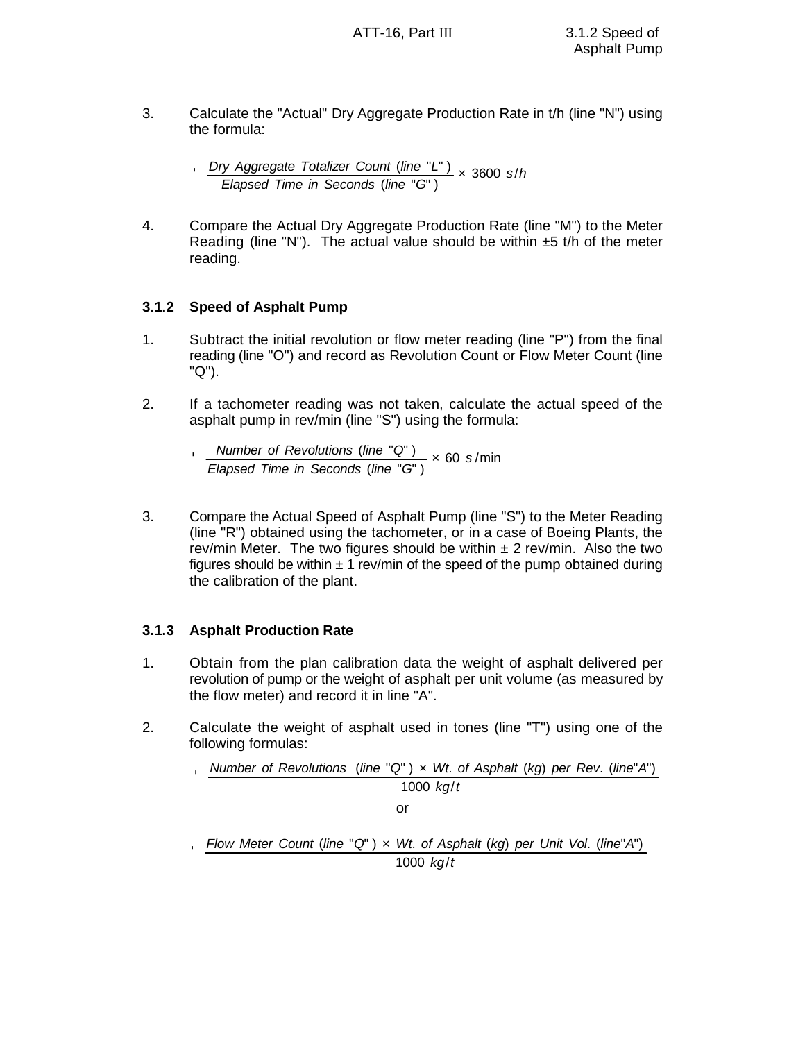3. Calculate the "Actual" Dry Aggregate Production Rate in t/h (line "N") using the formula:

$$= \frac{Dry\ Aggregate\ Totalizer\ Count\ (line\ "L")}{Elapsed\ Time\ in\ Seconds\ (line\ "G")} \times 3600\ s/h$$

4. Compare the Actual Dry Aggregate Production Rate (line "M") to the Meter Reading (line "N"). The actual value should be within ±5 t/h of the meter reading.

### 3.1.2 Speed of Asphalt Pump

1. Subtract the initial revolution or flow meter reading (line "P") from the final reading (line "O") and record as Revolution Count or Flow Meter Count (line "Q").

2. If a tachometer reading was not taken, calculate the actual speed of the asphalt pump in rev/min (line "S") using the formula:

$$= \frac{Number\ of\ Revolutions\ (line\ "Q")}{Elapsed\ Time\ in\ Seconds\ (line\ "G")} \times 60\ s/\min$$

3. Compare the Actual Speed of Asphalt Pump (line "S") to the Meter Reading (line "R") obtained using the tachometer, or in a case of Boeing Plants, the rev/min Meter. The two figures should be within ± 2 rev/min. Also the two figures should be within ± 1 rev/min of the speed of the pump obtained during the calibration of the plant.

### 3.1.3 Asphalt Production Rate

1. Obtain from the plan calibration data the weight of asphalt delivered per revolution of pump or the weight of asphalt per unit volume (as measured by the flow meter) and record it in line "A".

2. Calculate the weight of asphalt used in tones (line "T") using one of the following formulas:

$$= \frac{Number\ of\ Revolutions\ (line\ "Q") \times Wt.\ of\ Asphalt\ (kg)\ per\ Rev.\ (line\ "A")}{1000\ kg/t}$$

or

$$= \frac{Flow\ Meter\ Count\ (line\ "Q") \times Wt.\ of\ Asphalt\ (kg)\ per\ Unit\ Vol.\ (line\ "A")}{1000\ kg/t}$$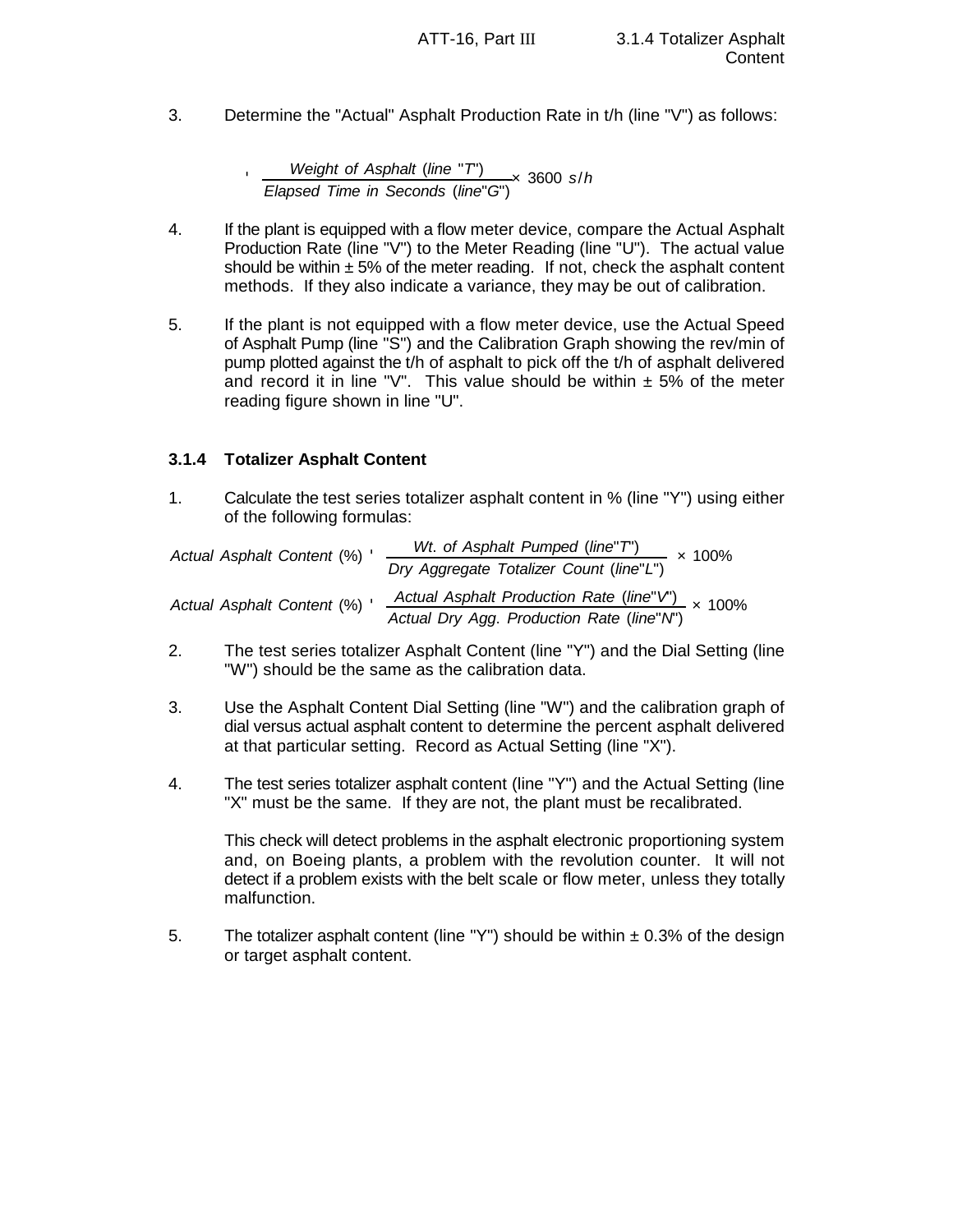3. Determine the "Actual" Asphalt Production Rate in t/h (line "V") as follows:

$$= \frac{Weight\ of\ Asphalt\ (line\ "T")}{Elapsed\ Time\ in\ Seconds\ (line "G")} \times 3600\ s/h$$

4. If the plant is equipped with a flow meter device, compare the Actual Asphalt Production Rate (line "V") to the Meter Reading (line "U"). The actual value should be within ± 5% of the meter reading. If not, check the asphalt content methods. If they also indicate a variance, they may be out of calibration.

5. If the plant is not equipped with a flow meter device, use the Actual Speed of Asphalt Pump (line "S") and the Calibration Graph showing the rev/min of pump plotted against the t/h of asphalt to pick off the t/h of asphalt delivered and record it in line "V". This value should be within ± 5% of the meter reading figure shown in line "U".

### 3.1.4 Totalizer Asphalt Content

1. Calculate the test series totalizer asphalt content in % (line "Y") using either of the following formulas:

$$Actual\ Asphalt\ Content\ (\%) = \frac{Wt.\ of\ Asphalt\ Pumped\ (line "T")}{Dry\ Aggregate\ Totalizer\ Count\ (line "L")} \times 100\%$$

$$Actual\ Asphalt\ Content\ (\%) = \frac{Actual\ Asphalt\ Production\ Rate\ (line "V")}{Actual\ Dry\ Agg.\ Production\ Rate\ (line "N")} \times 100\%$$

2. The test series totalizer Asphalt Content (line "Y") and the Dial Setting (line "W") should be the same as the calibration data.

3. Use the Asphalt Content Dial Setting (line "W") and the calibration graph of dial versus actual asphalt content to determine the percent asphalt delivered at that particular setting. Record as Actual Setting (line "X").

4. The test series totalizer asphalt content (line "Y") and the Actual Setting (line "X" must be the same. If they are not, the plant must be recalibrated.

   This check will detect problems in the asphalt electronic proportioning system and, on Boeing plants, a problem with the revolution counter. It will not detect if a problem exists with the belt scale or flow meter, unless they totally malfunction.

5. The totalizer asphalt content (line "Y") should be within ± 0.3% of the design or target asphalt content.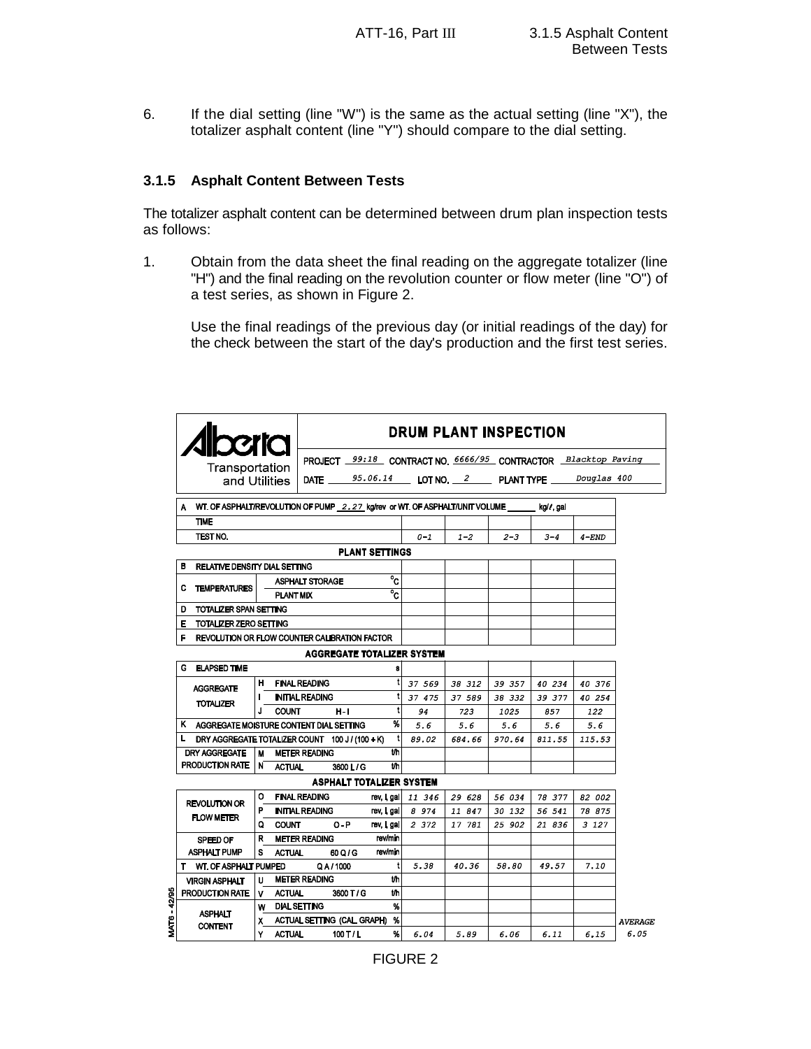6. If the dial setting (line "W") is the same as the actual setting (line "X"), the totalizer asphalt content (line "Y") should compare to the dial setting.

### 3.1.5 Asphalt Content Between Tests

The totalizer asphalt content can be determined between drum plan inspection tests as follows:

1. Obtain from the data sheet the final reading on the aggregate totalizer (line "H") and the final reading on the revolution counter or flow meter (line "O") of a test series, as shown in Figure 2.

   Use the final readings of the previous day (or initial readings of the day) for the check between the start of the day's production and the first test series.

**Alberta Transportation and Utilities**

**DRUM PLANT INSPECTION**

PROJECT *99:18* CONTRACT NO. *6666/95* CONTRACTOR *Blacktop Paving*

DATE *95.06.14* LOT NO. *2* PLANT TYPE *Douglas 400*

A WT. OF ASPHALT/REVOLUTION OF PUMP *2.27* kg/rev or WT. OF ASPHALT/UNIT VOLUME ______ kg/ℓ, gal

| | | | | | | | | |
|---|---|---|---|---|---|---|---|---|
| TIME | | | | | | | | |
| TEST NO. | | | *0-1* | *1-2* | *2-3* | *3-4* | *4-END* | |
| **PLANT SETTINGS** | | | | | | | | |
| B RELATIVE DENSITY DIAL SETTING | | | | | | | | |
| C TEMPERATURES | ASPHALT STORAGE | °C | | | | | | |
| | PLANT MIX | °C | | | | | | |
| D TOTALIZER SPAN SETTING | | | | | | | | |
| E TOTALIZER ZERO SETTING | | | | | | | | |
| F REVOLUTION OR FLOW COUNTER CALIBRATION FACTOR | | | | | | | | |
| **AGGREGATE TOTALIZER SYSTEM** | | | | | | | | |
| G ELAPSED TIME | | s | | | | | | |
| AGGREGATE TOTALIZER | H FINAL READING | t | *37 569* | *38 312* | *39 357* | *40 234* | *40 376* | |
| | I INITIAL READING | t | *37 475* | *37 589* | *38 332* | *39 377* | *40 254* | |
| | J COUNT H - I | t | *94* | *723* | *1025* | *857* | *122* | |
| K AGGREGATE MOISTURE CONTENT DIAL SETTING | | % | *5.6* | *5.6* | *5.6* | *5.6* | *5.6* | |
| L DRY AGGREGATE TOTALIZER COUNT 100 J / (100 + K) | | t | *89.02* | *684.66* | *970.64* | *811.55* | *115.53* | |
| DRY AGGREGATE PRODUCTION RATE | M METER READING | t/h | | | | | | |
| | N ACTUAL 3600 L / G | t/h | | | | | | |
| **ASPHALT TOTALIZER SYSTEM** | | | | | | | | |
| REVOLUTION OR FLOW METER | O FINAL READING | rev, ℓ, gal | *11 346* | *29 628* | *56 034* | *78 377* | *82 002* | |
| | P INITIAL READING | rev, ℓ, gal | *8 974* | *11 847* | *30 132* | *56 541* | *78 875* | |
| | Q COUNT O - P | rev, ℓ, gal | *2 372* | *17 781* | *25 902* | *21 836* | *3 127* | |
| SPEED OF ASPHALT PUMP | R METER READING | rev/min | | | | | | |
| | S ACTUAL 60 Q / G | rev/min | | | | | | |
| T WT. OF ASPHALT PUMPED Q A / 1000 | | t | *5.38* | *40.36* | *58.80* | *49.57* | *7.10* | |
| VIRGIN ASPHALT PRODUCTION RATE | U METER READING | t/h | | | | | | |
| | V ACTUAL 3600 T / G | t/h | | | | | | |
| ASPHALT CONTENT | W DIAL SETTING | % | | | | | | |
| | X ACTUAL SETTING (CAL. GRAPH) | % | | | | | | *AVERAGE* |
| | Y ACTUAL 100 T / L | % | *6.04* | *5.89* | *6.06* | *6.11* | *6.15* | *6.05* |

MAT6 - 42/95

FIGURE 2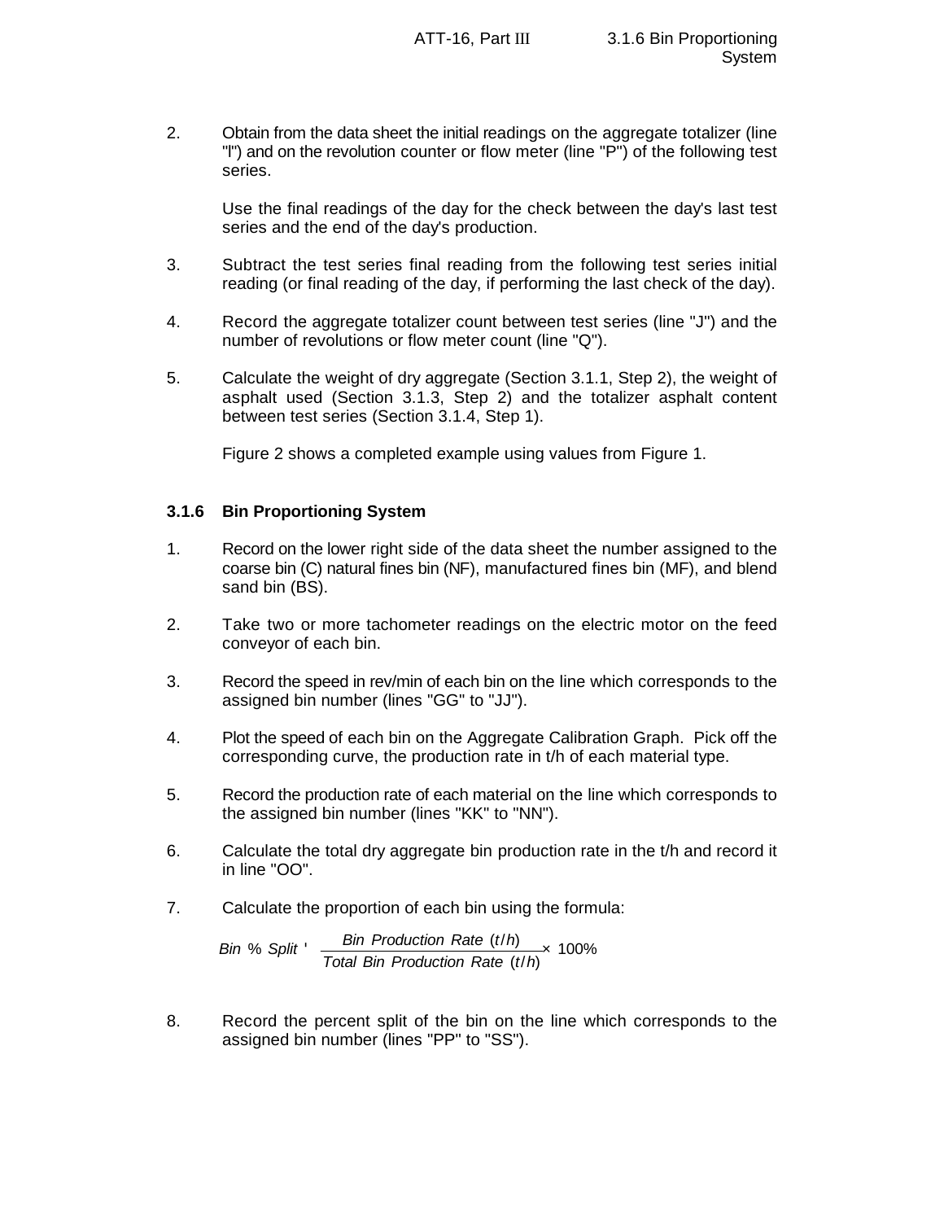2. Obtain from the data sheet the initial readings on the aggregate totalizer (line "I") and on the revolution counter or flow meter (line "P") of the following test series.

   Use the final readings of the day for the check between the day's last test series and the end of the day's production.

3. Subtract the test series final reading from the following test series initial reading (or final reading of the day, if performing the last check of the day).

4. Record the aggregate totalizer count between test series (line "J") and the number of revolutions or flow meter count (line "Q").

5. Calculate the weight of dry aggregate (Section 3.1.1, Step 2), the weight of asphalt used (Section 3.1.3, Step 2) and the totalizer asphalt content between test series (Section 3.1.4, Step 1).

   Figure 2 shows a completed example using values from Figure 1.

### 3.1.6 Bin Proportioning System

1. Record on the lower right side of the data sheet the number assigned to the coarse bin (C) natural fines bin (NF), manufactured fines bin (MF), and blend sand bin (BS).

2. Take two or more tachometer readings on the electric motor on the feed conveyor of each bin.

3. Record the speed in rev/min of each bin on the line which corresponds to the assigned bin number (lines "GG" to "JJ").

4. Plot the speed of each bin on the Aggregate Calibration Graph. Pick off the corresponding curve, the production rate in t/h of each material type.

5. Record the production rate of each material on the line which corresponds to the assigned bin number (lines "KK" to "NN").

6. Calculate the total dry aggregate bin production rate in the t/h and record it in line "OO".

7. Calculate the proportion of each bin using the formula:

$$Bin\ \%\ Split = \frac{Bin\ Production\ Rate\ (t/h)}{Total\ Bin\ Production\ Rate\ (t/h)} \times 100\%$$

8. Record the percent split of the bin on the line which corresponds to the assigned bin number (lines "PP" to "SS").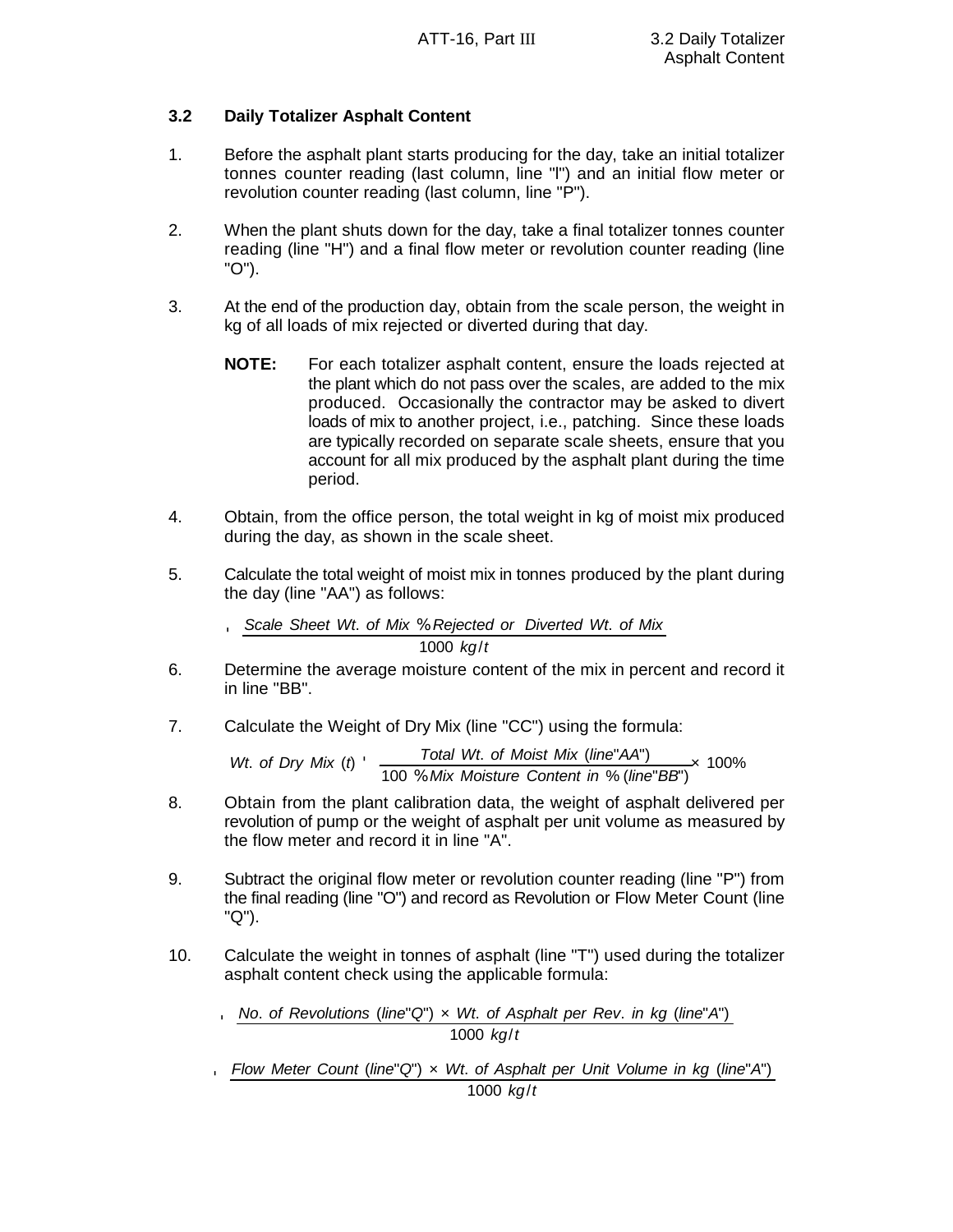## 3.2 Daily Totalizer Asphalt Content

1. Before the asphalt plant starts producing for the day, take an initial totalizer tonnes counter reading (last column, line "I") and an initial flow meter or revolution counter reading (last column, line "P").

2. When the plant shuts down for the day, take a final totalizer tonnes counter reading (line "H") and a final flow meter or revolution counter reading (line "O").

3. At the end of the production day, obtain from the scale person, the weight in kg of all loads of mix rejected or diverted during that day.

   **NOTE:** For each totalizer asphalt content, ensure the loads rejected at the plant which do not pass over the scales, are added to the mix produced. Occasionally the contractor may be asked to divert loads of mix to another project, i.e., patching. Since these loads are typically recorded on separate scale sheets, ensure that you account for all mix produced by the asphalt plant during the time period.

4. Obtain, from the office person, the total weight in kg of moist mix produced during the day, as shown in the scale sheet.

5. Calculate the total weight of moist mix in tonnes produced by the plant during the day (line "AA") as follows:

$$= \frac{\textit{Scale Sheet Wt. of Mix} + \textit{Rejected or Diverted Wt. of Mix}}{1000\ kg/t}$$

6. Determine the average moisture content of the mix in percent and record it in line "BB".

7. Calculate the Weight of Dry Mix (line "CC") using the formula:

$$\textit{Wt. of Dry Mix}\ (t) = \frac{\textit{Total Wt. of Moist Mix}\ (\textit{line}\ \text{"AA"})}{100\ \% + \textit{Mix Moisture Content in}\ \%\ (\textit{line}\ \text{"BB"})} \times 100\%$$

8. Obtain from the plant calibration data, the weight of asphalt delivered per revolution of pump or the weight of asphalt per unit volume as measured by the flow meter and record it in line "A".

9. Subtract the original flow meter or revolution counter reading (line "P") from the final reading (line "O") and record as Revolution or Flow Meter Count (line "Q").

10. Calculate the weight in tonnes of asphalt (line "T") used during the totalizer asphalt content check using the applicable formula:

$$= \frac{\textit{No. of Revolutions}\ (\textit{line}\ \text{"Q"}) \times \textit{Wt. of Asphalt per Rev. in kg}\ (\textit{line}\ \text{"A"})}{1000\ kg/t}$$

$$= \frac{\textit{Flow Meter Count}\ (\textit{line}\ \text{"Q"}) \times \textit{Wt. of Asphalt per Unit Volume in kg}\ (\textit{line}\ \text{"A"})}{1000\ kg/t}$$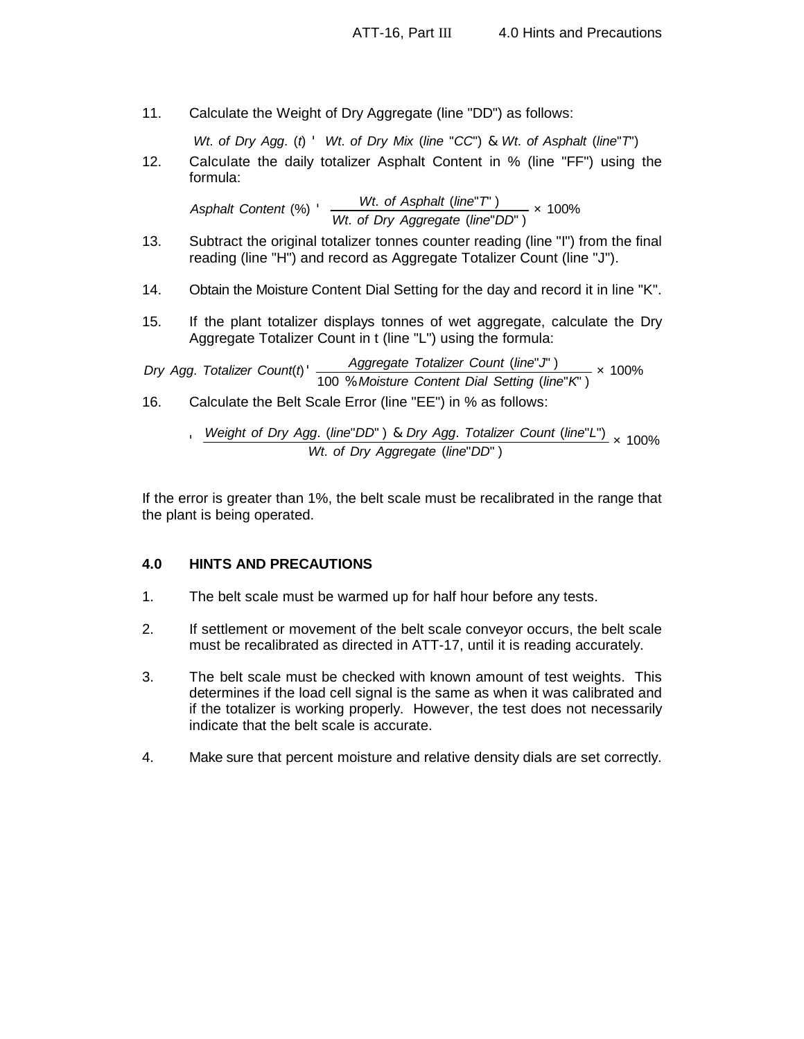11. Calculate the Weight of Dry Aggregate (line "DD") as follows:

$$Wt.\ of\ Dry\ Agg.\ (t) = Wt.\ of\ Dry\ Mix\ (line\ \text{"}CC\text{"}) - Wt.\ of\ Asphalt\ (line\ \text{"}T\text{"})$$

12. Calculate the daily totalizer Asphalt Content in % (line "FF") using the formula:

$$Asphalt\ Content\ (\%) = \frac{Wt.\ of\ Asphalt\ (line\ \text{"}T\text{"})}{Wt.\ of\ Dry\ Aggregate\ (line\ \text{"}DD\text{"})} \times 100\%$$

13. Subtract the original totalizer tonnes counter reading (line "I") from the final reading (line "H") and record as Aggregate Totalizer Count (line "J").

14. Obtain the Moisture Content Dial Setting for the day and record it in line "K".

15. If the plant totalizer displays tonnes of wet aggregate, calculate the Dry Aggregate Totalizer Count in t (line "L") using the formula:

$$Dry\ Agg.\ Totalizer\ Count(t) = \frac{Aggregate\ Totalizer\ Count\ (line\ \text{"}J\text{"})}{100 + Moisture\ Content\ Dial\ Setting\ (line\ \text{"}K\text{"})} \times 100\%$$

16. Calculate the Belt Scale Error (line "EE") in % as follows:

$$= \frac{Weight\ of\ Dry\ Agg.\ (line\ \text{"}DD\text{"}) - Dry\ Agg.\ Totalizer\ Count\ (line\ \text{"}L\text{"})}{Wt.\ of\ Dry\ Aggregate\ (line\ \text{"}DD\text{"})} \times 100\%$$

If the error is greater than 1%, the belt scale must be recalibrated in the range that the plant is being operated.

## 4.0 HINTS AND PRECAUTIONS

1. The belt scale must be warmed up for half hour before any tests.

2. If settlement or movement of the belt scale conveyor occurs, the belt scale must be recalibrated as directed in ATT-17, until it is reading accurately.

3. The belt scale must be checked with known amount of test weights. This determines if the load cell signal is the same as when it was calibrated and if the totalizer is working properly. However, the test does not necessarily indicate that the belt scale is accurate.

4. Make sure that percent moisture and relative density dials are set correctly.